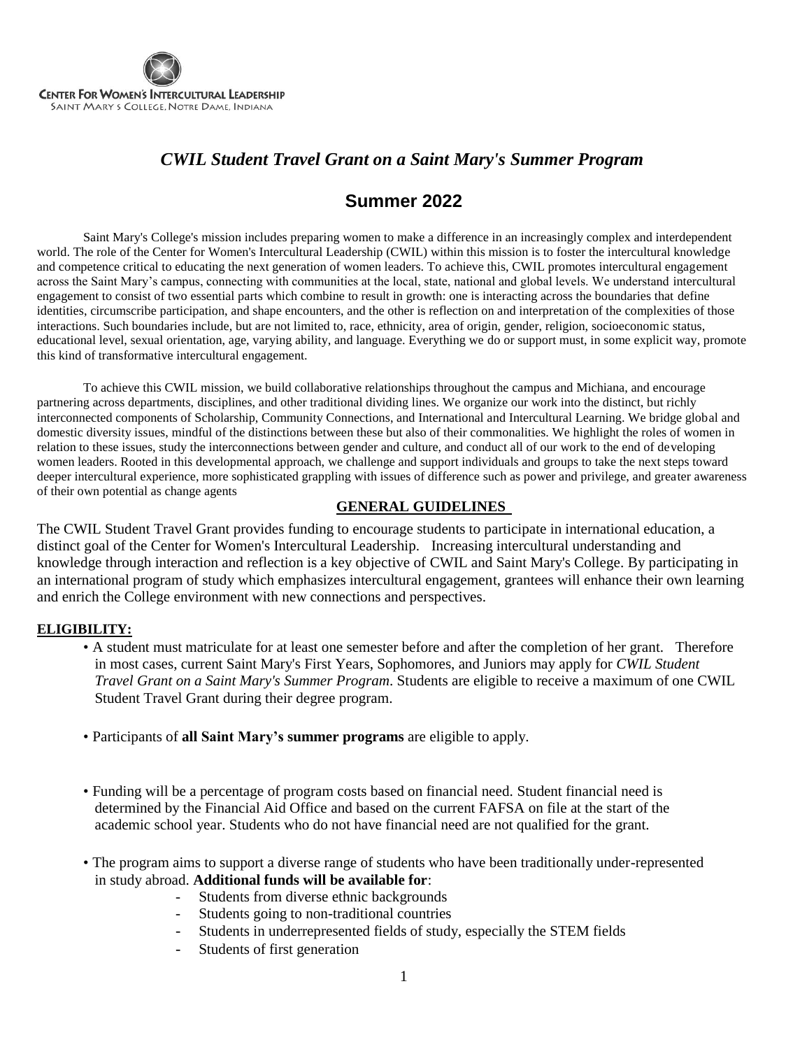CENTER FOR WOMEN'S INTERCULTURAL LEADERSHIP
SAINT MARY'S COLLEGE, NOTRE DAME, INDIANA

# *CWIL Student Travel Grant on a Saint Mary's Summer Program*

## Summer 2022

Saint Mary's College's mission includes preparing women to make a difference in an increasingly complex and interdependent world. The role of the Center for Women's Intercultural Leadership (CWIL) within this mission is to foster the intercultural knowledge and competence critical to educating the next generation of women leaders. To achieve this, CWIL promotes intercultural engagement across the Saint Mary's campus, connecting with communities at the local, state, national and global levels. We understand intercultural engagement to consist of two essential parts which combine to result in growth: one is interacting across the boundaries that define identities, circumscribe participation, and shape encounters, and the other is reflection on and interpretation of the complexities of those interactions. Such boundaries include, but are not limited to, race, ethnicity, area of origin, gender, religion, socioeconomic status, educational level, sexual orientation, age, varying ability, and language. Everything we do or support must, in some explicit way, promote this kind of transformative intercultural engagement.

To achieve this CWIL mission, we build collaborative relationships throughout the campus and Michiana, and encourage partnering across departments, disciplines, and other traditional dividing lines. We organize our work into the distinct, but richly interconnected components of Scholarship, Community Connections, and International and Intercultural Learning. We bridge global and domestic diversity issues, mindful of the distinctions between these but also of their commonalities. We highlight the roles of women in relation to these issues, study the interconnections between gender and culture, and conduct all of our work to the end of developing women leaders. Rooted in this developmental approach, we challenge and support individuals and groups to take the next steps toward deeper intercultural experience, more sophisticated grappling with issues of difference such as power and privilege, and greater awareness of their own potential as change agents

### GENERAL GUIDELINES

The CWIL Student Travel Grant provides funding to encourage students to participate in international education, a distinct goal of the Center for Women's Intercultural Leadership. Increasing intercultural understanding and knowledge through interaction and reflection is a key objective of CWIL and Saint Mary's College. By participating in an international program of study which emphasizes intercultural engagement, grantees will enhance their own learning and enrich the College environment with new connections and perspectives.

### ELIGIBILITY:

- A student must matriculate for at least one semester before and after the completion of her grant. Therefore in most cases, current Saint Mary's First Years, Sophomores, and Juniors may apply for *CWIL Student Travel Grant on a Saint Mary's Summer Program*. Students are eligible to receive a maximum of one CWIL Student Travel Grant during their degree program.
- Participants of **all Saint Mary's summer programs** are eligible to apply.
- Funding will be a percentage of program costs based on financial need. Student financial need is determined by the Financial Aid Office and based on the current FAFSA on file at the start of the academic school year. Students who do not have financial need are not qualified for the grant.
- The program aims to support a diverse range of students who have been traditionally under-represented in study abroad. **Additional funds will be available for**:
  - Students from diverse ethnic backgrounds
  - Students going to non-traditional countries
  - Students in underrepresented fields of study, especially the STEM fields
  - Students of first generation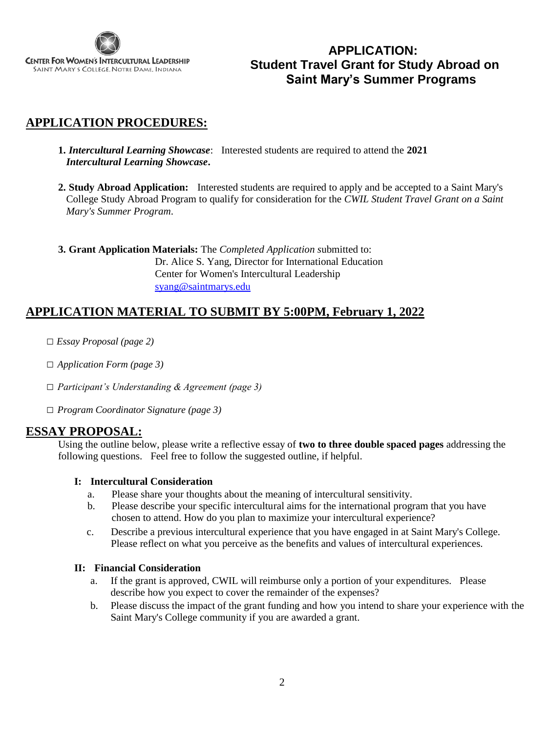CENTER FOR WOMEN'S INTERCULTURAL LEADERSHIP
SAINT MARY'S COLLEGE, NOTRE DAME, INDIANA

# APPLICATION: Student Travel Grant for Study Abroad on Saint Mary's Summer Programs

## APPLICATION PROCEDURES:

1. ***Intercultural Learning Showcase***: Interested students are required to attend the **2021 *Intercultural Learning Showcase*.**

2. **Study Abroad Application:** Interested students are required to apply and be accepted to a Saint Mary's College Study Abroad Program to qualify for consideration for the *CWIL Student Travel Grant on a Saint Mary's Summer Program*.

3. **Grant Application Materials:** The *Completed Application* submitted to:
   Dr. Alice S. Yang, Director for International Education
   Center for Women's Intercultural Leadership
   syang@saintmarys.edu

## APPLICATION MATERIAL TO SUBMIT BY 5:00PM, February 1, 2022

□ *Essay Proposal (page 2)*

□ *Application Form (page 3)*

□ *Participant's Understanding & Agreement (page 3)*

□ *Program Coordinator Signature (page 3)*

## ESSAY PROPOSAL:

Using the outline below, please write a reflective essay of **two to three double spaced pages** addressing the following questions. Feel free to follow the suggested outline, if helpful.

**I: Intercultural Consideration**

a. Please share your thoughts about the meaning of intercultural sensitivity.
b. Please describe your specific intercultural aims for the international program that you have chosen to attend. How do you plan to maximize your intercultural experience?
c. Describe a previous intercultural experience that you have engaged in at Saint Mary's College. Please reflect on what you perceive as the benefits and values of intercultural experiences.

**II: Financial Consideration**

a. If the grant is approved, CWIL will reimburse only a portion of your expenditures. Please describe how you expect to cover the remainder of the expenses?
b. Please discuss the impact of the grant funding and how you intend to share your experience with the Saint Mary's College community if you are awarded a grant.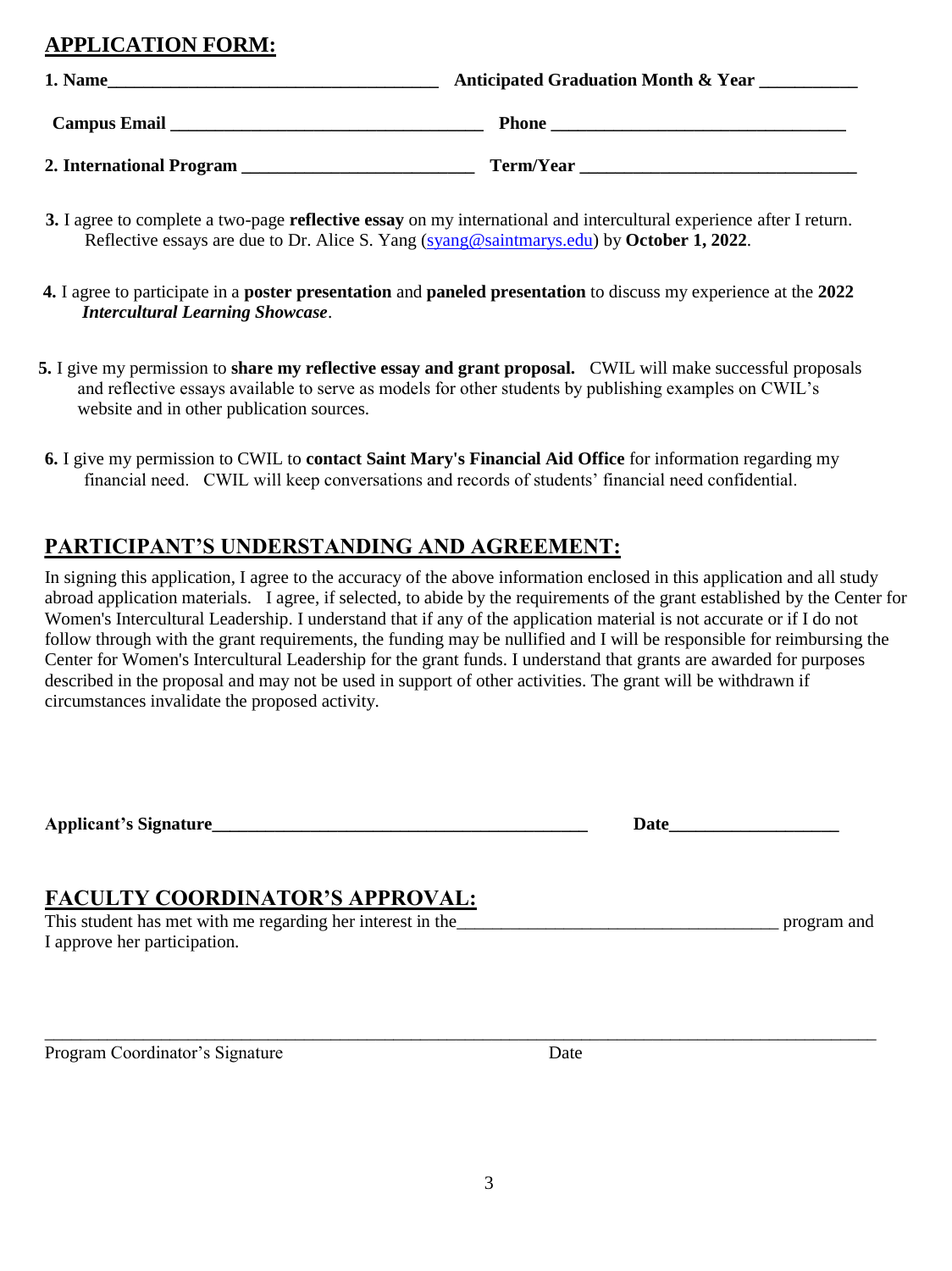## APPLICATION FORM:

**1. Name____________________________________ Anticipated Graduation Month & Year ___________**

**Campus Email __________________________________ Phone ________________________________**

**2. International Program _________________________ Term/Year ______________________________**

**3.** I agree to complete a two-page **reflective essay** on my international and intercultural experience after I return. Reflective essays are due to Dr. Alice S. Yang (syang@saintmarys.edu) by **October 1, 2022**.

**4.** I agree to participate in a **poster presentation** and **paneled presentation** to discuss my experience at the **2022** ***Intercultural Learning Showcase***.

**5.** I give my permission to **share my reflective essay and grant proposal.** CWIL will make successful proposals and reflective essays available to serve as models for other students by publishing examples on CWIL's website and in other publication sources.

**6.** I give my permission to CWIL to **contact Saint Mary's Financial Aid Office** for information regarding my financial need. CWIL will keep conversations and records of students' financial need confidential.

## PARTICIPANT'S UNDERSTANDING AND AGREEMENT:

In signing this application, I agree to the accuracy of the above information enclosed in this application and all study abroad application materials. I agree, if selected, to abide by the requirements of the grant established by the Center for Women's Intercultural Leadership. I understand that if any of the application material is not accurate or if I do not follow through with the grant requirements, the funding may be nullified and I will be responsible for reimbursing the Center for Women's Intercultural Leadership for the grant funds. I understand that grants are awarded for purposes described in the proposal and may not be used in support of other activities. The grant will be withdrawn if circumstances invalidate the proposed activity.

**Applicant's Signature__________________________________________ Date__________________**

## FACULTY COORDINATOR'S APPROVAL:

This student has met with me regarding her interest in the___________________________________ program and I approve her participation.

___________________________________________________________________________________________

Program Coordinator's Signature Date